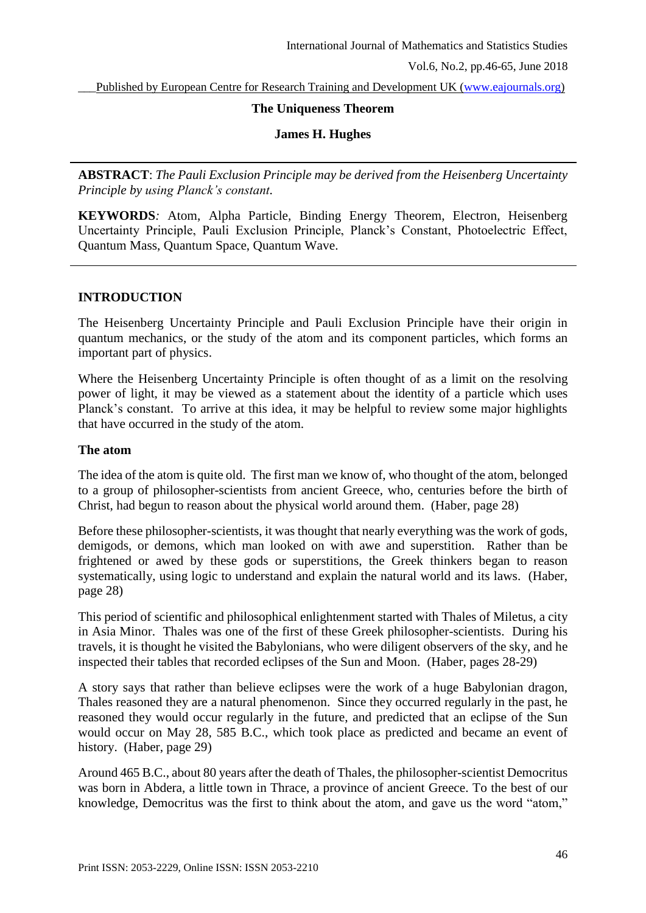# The Uniqueness Theorem

**James H. Hughes**

---

**ABSTRACT**: *The Pauli Exclusion Principle may be derived from the Heisenberg Uncertainty Principle by using Planck's constant.*

**KEYWORDS***:* Atom, Alpha Particle, Binding Energy Theorem, Electron, Heisenberg Uncertainty Principle, Pauli Exclusion Principle, Planck's Constant, Photoelectric Effect, Quantum Mass, Quantum Space, Quantum Wave.

---

## INTRODUCTION

The Heisenberg Uncertainty Principle and Pauli Exclusion Principle have their origin in quantum mechanics, or the study of the atom and its component particles, which forms an important part of physics.

Where the Heisenberg Uncertainty Principle is often thought of as a limit on the resolving power of light, it may be viewed as a statement about the identity of a particle which uses Planck's constant. To arrive at this idea, it may be helpful to review some major highlights that have occurred in the study of the atom.

### The atom

The idea of the atom is quite old. The first man we know of, who thought of the atom, belonged to a group of philosopher-scientists from ancient Greece, who, centuries before the birth of Christ, had begun to reason about the physical world around them. (Haber, page 28)

Before these philosopher-scientists, it was thought that nearly everything was the work of gods, demigods, or demons, which man looked on with awe and superstition. Rather than be frightened or awed by these gods or superstitions, the Greek thinkers began to reason systematically, using logic to understand and explain the natural world and its laws. (Haber, page 28)

This period of scientific and philosophical enlightenment started with Thales of Miletus, a city in Asia Minor. Thales was one of the first of these Greek philosopher-scientists. During his travels, it is thought he visited the Babylonians, who were diligent observers of the sky, and he inspected their tables that recorded eclipses of the Sun and Moon. (Haber, pages 28-29)

A story says that rather than believe eclipses were the work of a huge Babylonian dragon, Thales reasoned they are a natural phenomenon. Since they occurred regularly in the past, he reasoned they would occur regularly in the future, and predicted that an eclipse of the Sun would occur on May 28, 585 B.C., which took place as predicted and became an event of history. (Haber, page 29)

Around 465 B.C., about 80 years after the death of Thales, the philosopher-scientist Democritus was born in Abdera, a little town in Thrace, a province of ancient Greece. To the best of our knowledge, Democritus was the first to think about the atom, and gave us the word "atom,"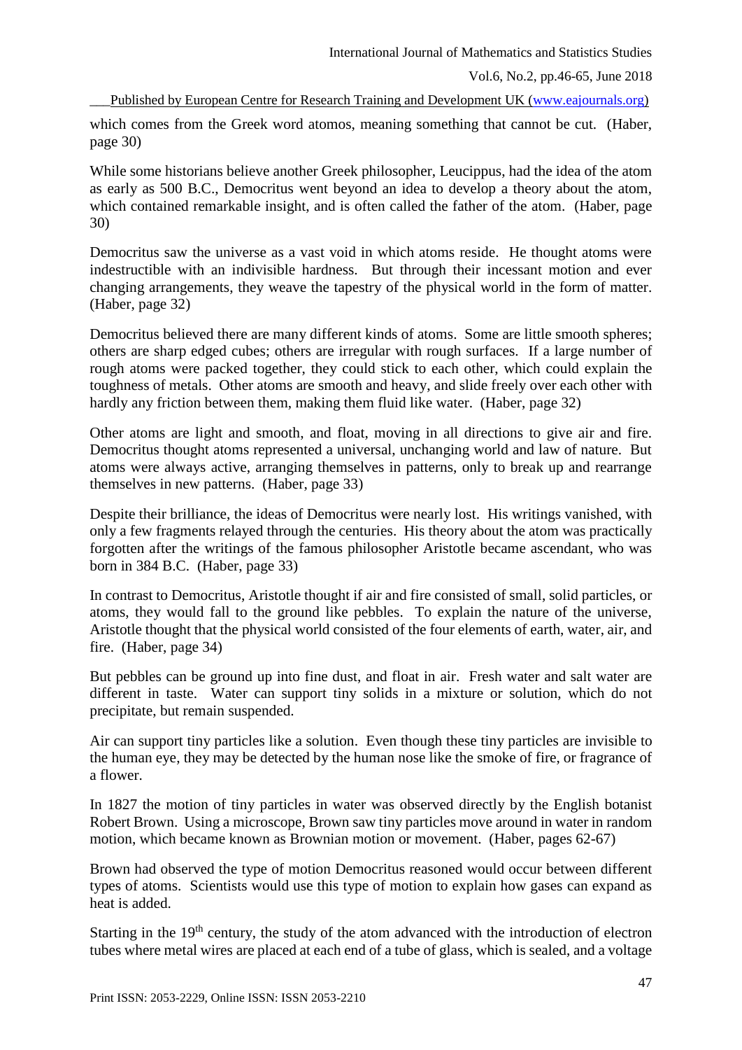which comes from the Greek word atomos, meaning something that cannot be cut. (Haber, page 30)

While some historians believe another Greek philosopher, Leucippus, had the idea of the atom as early as 500 B.C., Democritus went beyond an idea to develop a theory about the atom, which contained remarkable insight, and is often called the father of the atom. (Haber, page 30)

Democritus saw the universe as a vast void in which atoms reside. He thought atoms were indestructible with an indivisible hardness. But through their incessant motion and ever changing arrangements, they weave the tapestry of the physical world in the form of matter. (Haber, page 32)

Democritus believed there are many different kinds of atoms. Some are little smooth spheres; others are sharp edged cubes; others are irregular with rough surfaces. If a large number of rough atoms were packed together, they could stick to each other, which could explain the toughness of metals. Other atoms are smooth and heavy, and slide freely over each other with hardly any friction between them, making them fluid like water. (Haber, page 32)

Other atoms are light and smooth, and float, moving in all directions to give air and fire. Democritus thought atoms represented a universal, unchanging world and law of nature. But atoms were always active, arranging themselves in patterns, only to break up and rearrange themselves in new patterns. (Haber, page 33)

Despite their brilliance, the ideas of Democritus were nearly lost. His writings vanished, with only a few fragments relayed through the centuries. His theory about the atom was practically forgotten after the writings of the famous philosopher Aristotle became ascendant, who was born in 384 B.C. (Haber, page 33)

In contrast to Democritus, Aristotle thought if air and fire consisted of small, solid particles, or atoms, they would fall to the ground like pebbles. To explain the nature of the universe, Aristotle thought that the physical world consisted of the four elements of earth, water, air, and fire. (Haber, page 34)

But pebbles can be ground up into fine dust, and float in air. Fresh water and salt water are different in taste. Water can support tiny solids in a mixture or solution, which do not precipitate, but remain suspended.

Air can support tiny particles like a solution. Even though these tiny particles are invisible to the human eye, they may be detected by the human nose like the smoke of fire, or fragrance of a flower.

In 1827 the motion of tiny particles in water was observed directly by the English botanist Robert Brown. Using a microscope, Brown saw tiny particles move around in water in random motion, which became known as Brownian motion or movement. (Haber, pages 62-67)

Brown had observed the type of motion Democritus reasoned would occur between different types of atoms. Scientists would use this type of motion to explain how gases can expand as heat is added.

Starting in the 19th century, the study of the atom advanced with the introduction of electron tubes where metal wires are placed at each end of a tube of glass, which is sealed, and a voltage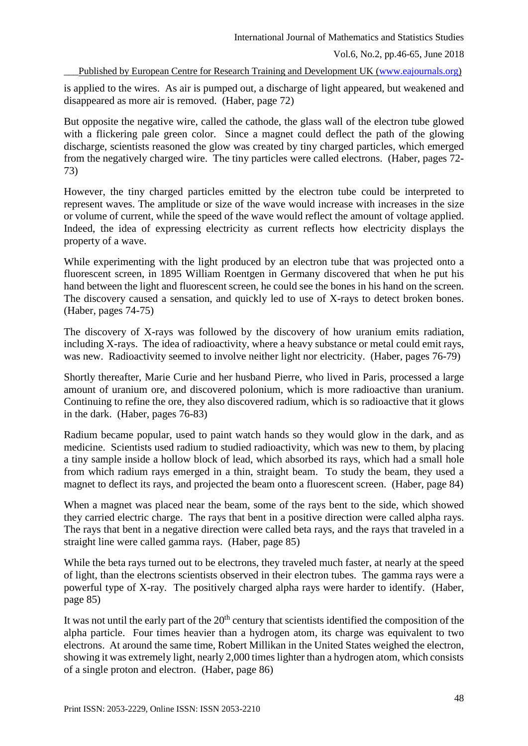is applied to the wires. As air is pumped out, a discharge of light appeared, but weakened and disappeared as more air is removed. (Haber, page 72)

But opposite the negative wire, called the cathode, the glass wall of the electron tube glowed with a flickering pale green color. Since a magnet could deflect the path of the glowing discharge, scientists reasoned the glow was created by tiny charged particles, which emerged from the negatively charged wire. The tiny particles were called electrons. (Haber, pages 72-73)

However, the tiny charged particles emitted by the electron tube could be interpreted to represent waves. The amplitude or size of the wave would increase with increases in the size or volume of current, while the speed of the wave would reflect the amount of voltage applied. Indeed, the idea of expressing electricity as current reflects how electricity displays the property of a wave.

While experimenting with the light produced by an electron tube that was projected onto a fluorescent screen, in 1895 William Roentgen in Germany discovered that when he put his hand between the light and fluorescent screen, he could see the bones in his hand on the screen. The discovery caused a sensation, and quickly led to use of X-rays to detect broken bones. (Haber, pages 74-75)

The discovery of X-rays was followed by the discovery of how uranium emits radiation, including X-rays. The idea of radioactivity, where a heavy substance or metal could emit rays, was new. Radioactivity seemed to involve neither light nor electricity. (Haber, pages 76-79)

Shortly thereafter, Marie Curie and her husband Pierre, who lived in Paris, processed a large amount of uranium ore, and discovered polonium, which is more radioactive than uranium. Continuing to refine the ore, they also discovered radium, which is so radioactive that it glows in the dark. (Haber, pages 76-83)

Radium became popular, used to paint watch hands so they would glow in the dark, and as medicine. Scientists used radium to studied radioactivity, which was new to them, by placing a tiny sample inside a hollow block of lead, which absorbed its rays, which had a small hole from which radium rays emerged in a thin, straight beam. To study the beam, they used a magnet to deflect its rays, and projected the beam onto a fluorescent screen. (Haber, page 84)

When a magnet was placed near the beam, some of the rays bent to the side, which showed they carried electric charge. The rays that bent in a positive direction were called alpha rays. The rays that bent in a negative direction were called beta rays, and the rays that traveled in a straight line were called gamma rays. (Haber, page 85)

While the beta rays turned out to be electrons, they traveled much faster, at nearly at the speed of light, than the electrons scientists observed in their electron tubes. The gamma rays were a powerful type of X-ray. The positively charged alpha rays were harder to identify. (Haber, page 85)

It was not until the early part of the 20th century that scientists identified the composition of the alpha particle. Four times heavier than a hydrogen atom, its charge was equivalent to two electrons. At around the same time, Robert Millikan in the United States weighed the electron, showing it was extremely light, nearly 2,000 times lighter than a hydrogen atom, which consists of a single proton and electron. (Haber, page 86)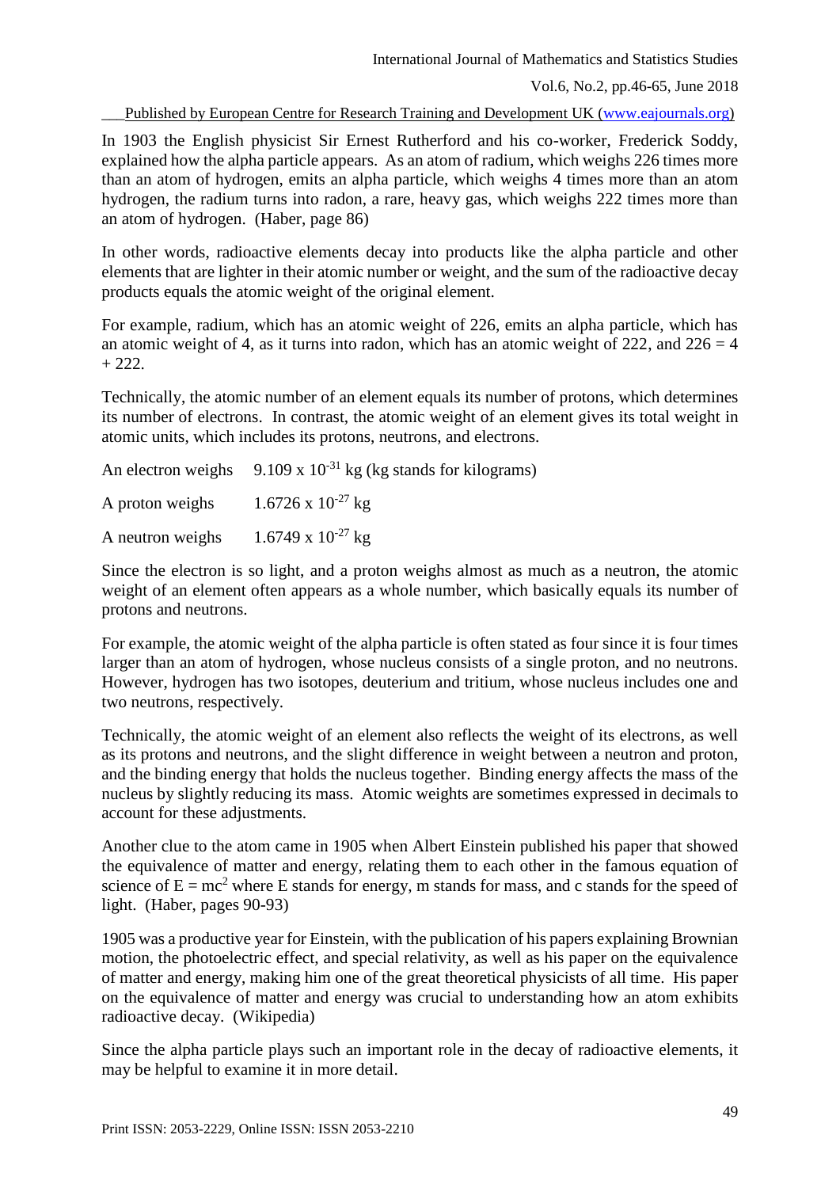In 1903 the English physicist Sir Ernest Rutherford and his co-worker, Frederick Soddy, explained how the alpha particle appears. As an atom of radium, which weighs 226 times more than an atom of hydrogen, emits an alpha particle, which weighs 4 times more than an atom hydrogen, the radium turns into radon, a rare, heavy gas, which weighs 222 times more than an atom of hydrogen. (Haber, page 86)

In other words, radioactive elements decay into products like the alpha particle and other elements that are lighter in their atomic number or weight, and the sum of the radioactive decay products equals the atomic weight of the original element.

For example, radium, which has an atomic weight of 226, emits an alpha particle, which has an atomic weight of 4, as it turns into radon, which has an atomic weight of 222, and $226 = 4 + 222$.

Technically, the atomic number of an element equals its number of protons, which determines its number of electrons. In contrast, the atomic weight of an element gives its total weight in atomic units, which includes its protons, neutrons, and electrons.

An electron weighs $9.109 \times 10^{-31}$ kg (kg stands for kilograms)

A proton weighs $1.6726 \times 10^{-27}$ kg

A neutron weighs $1.6749 \times 10^{-27}$ kg

Since the electron is so light, and a proton weighs almost as much as a neutron, the atomic weight of an element often appears as a whole number, which basically equals its number of protons and neutrons.

For example, the atomic weight of the alpha particle is often stated as four since it is four times larger than an atom of hydrogen, whose nucleus consists of a single proton, and no neutrons. However, hydrogen has two isotopes, deuterium and tritium, whose nucleus includes one and two neutrons, respectively.

Technically, the atomic weight of an element also reflects the weight of its electrons, as well as its protons and neutrons, and the slight difference in weight between a neutron and proton, and the binding energy that holds the nucleus together. Binding energy affects the mass of the nucleus by slightly reducing its mass. Atomic weights are sometimes expressed in decimals to account for these adjustments.

Another clue to the atom came in 1905 when Albert Einstein published his paper that showed the equivalence of matter and energy, relating them to each other in the famous equation of science of $E = mc^2$ where E stands for energy, m stands for mass, and c stands for the speed of light. (Haber, pages 90-93)

1905 was a productive year for Einstein, with the publication of his papers explaining Brownian motion, the photoelectric effect, and special relativity, as well as his paper on the equivalence of matter and energy, making him one of the great theoretical physicists of all time. His paper on the equivalence of matter and energy was crucial to understanding how an atom exhibits radioactive decay. (Wikipedia)

Since the alpha particle plays such an important role in the decay of radioactive elements, it may be helpful to examine it in more detail.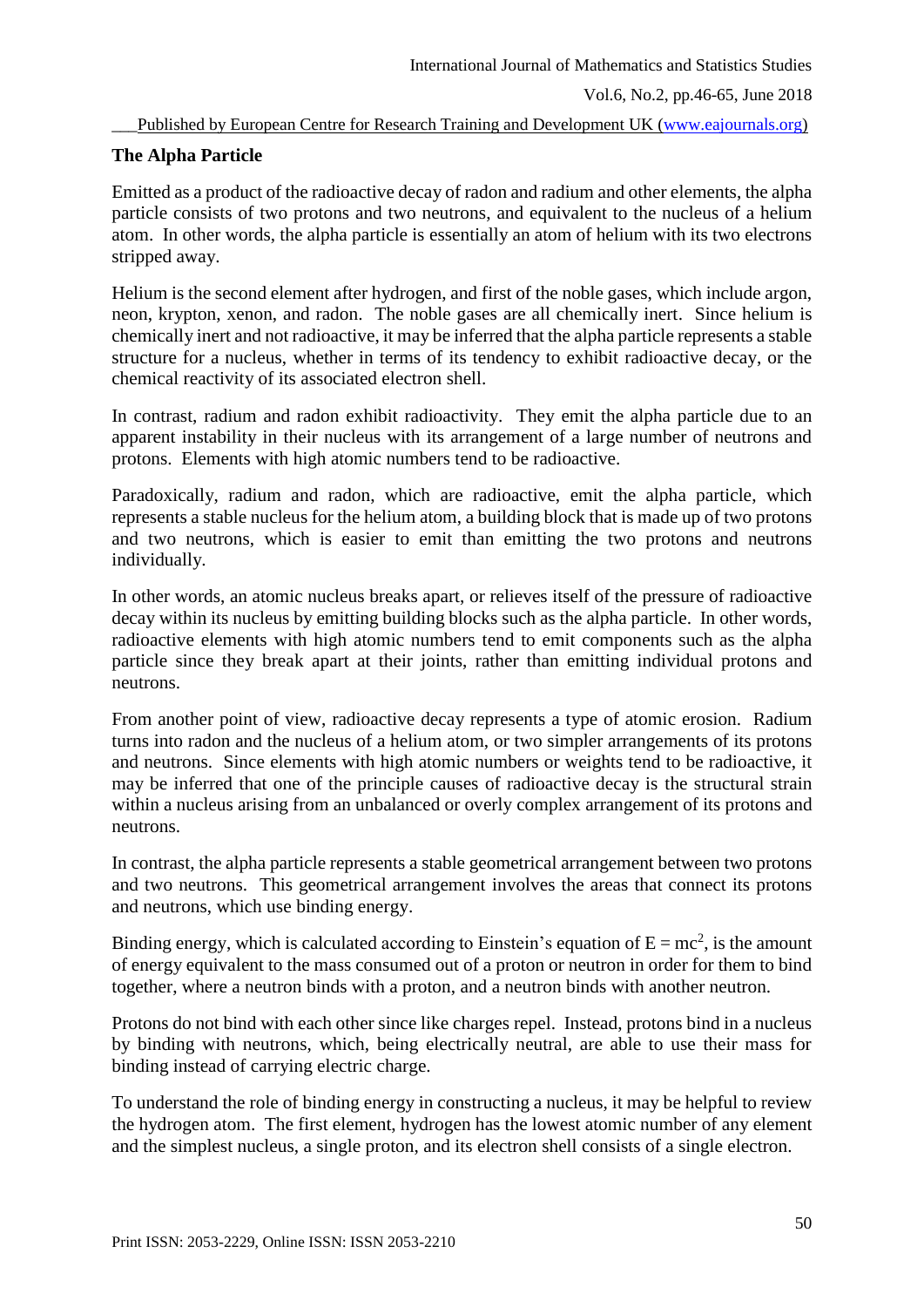## The Alpha Particle

Emitted as a product of the radioactive decay of radon and radium and other elements, the alpha particle consists of two protons and two neutrons, and equivalent to the nucleus of a helium atom. In other words, the alpha particle is essentially an atom of helium with its two electrons stripped away.

Helium is the second element after hydrogen, and first of the noble gases, which include argon, neon, krypton, xenon, and radon. The noble gases are all chemically inert. Since helium is chemically inert and not radioactive, it may be inferred that the alpha particle represents a stable structure for a nucleus, whether in terms of its tendency to exhibit radioactive decay, or the chemical reactivity of its associated electron shell.

In contrast, radium and radon exhibit radioactivity. They emit the alpha particle due to an apparent instability in their nucleus with its arrangement of a large number of neutrons and protons. Elements with high atomic numbers tend to be radioactive.

Paradoxically, radium and radon, which are radioactive, emit the alpha particle, which represents a stable nucleus for the helium atom, a building block that is made up of two protons and two neutrons, which is easier to emit than emitting the two protons and neutrons individually.

In other words, an atomic nucleus breaks apart, or relieves itself of the pressure of radioactive decay within its nucleus by emitting building blocks such as the alpha particle. In other words, radioactive elements with high atomic numbers tend to emit components such as the alpha particle since they break apart at their joints, rather than emitting individual protons and neutrons.

From another point of view, radioactive decay represents a type of atomic erosion. Radium turns into radon and the nucleus of a helium atom, or two simpler arrangements of its protons and neutrons. Since elements with high atomic numbers or weights tend to be radioactive, it may be inferred that one of the principle causes of radioactive decay is the structural strain within a nucleus arising from an unbalanced or overly complex arrangement of its protons and neutrons.

In contrast, the alpha particle represents a stable geometrical arrangement between two protons and two neutrons. This geometrical arrangement involves the areas that connect its protons and neutrons, which use binding energy.

Binding energy, which is calculated according to Einstein's equation of $E = mc^2$, is the amount of energy equivalent to the mass consumed out of a proton or neutron in order for them to bind together, where a neutron binds with a proton, and a neutron binds with another neutron.

Protons do not bind with each other since like charges repel. Instead, protons bind in a nucleus by binding with neutrons, which, being electrically neutral, are able to use their mass for binding instead of carrying electric charge.

To understand the role of binding energy in constructing a nucleus, it may be helpful to review the hydrogen atom. The first element, hydrogen has the lowest atomic number of any element and the simplest nucleus, a single proton, and its electron shell consists of a single electron.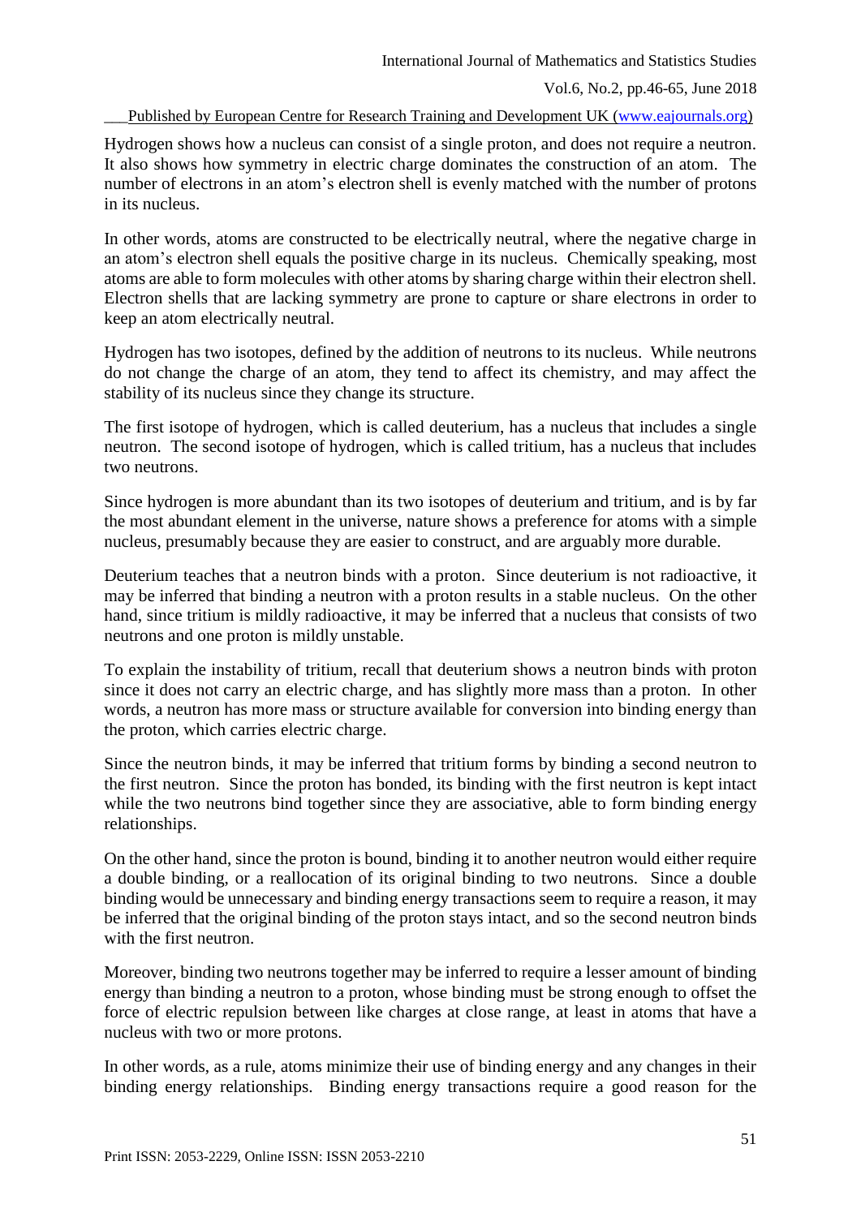Hydrogen shows how a nucleus can consist of a single proton, and does not require a neutron. It also shows how symmetry in electric charge dominates the construction of an atom. The number of electrons in an atom's electron shell is evenly matched with the number of protons in its nucleus.

In other words, atoms are constructed to be electrically neutral, where the negative charge in an atom's electron shell equals the positive charge in its nucleus. Chemically speaking, most atoms are able to form molecules with other atoms by sharing charge within their electron shell. Electron shells that are lacking symmetry are prone to capture or share electrons in order to keep an atom electrically neutral.

Hydrogen has two isotopes, defined by the addition of neutrons to its nucleus. While neutrons do not change the charge of an atom, they tend to affect its chemistry, and may affect the stability of its nucleus since they change its structure.

The first isotope of hydrogen, which is called deuterium, has a nucleus that includes a single neutron. The second isotope of hydrogen, which is called tritium, has a nucleus that includes two neutrons.

Since hydrogen is more abundant than its two isotopes of deuterium and tritium, and is by far the most abundant element in the universe, nature shows a preference for atoms with a simple nucleus, presumably because they are easier to construct, and are arguably more durable.

Deuterium teaches that a neutron binds with a proton. Since deuterium is not radioactive, it may be inferred that binding a neutron with a proton results in a stable nucleus. On the other hand, since tritium is mildly radioactive, it may be inferred that a nucleus that consists of two neutrons and one proton is mildly unstable.

To explain the instability of tritium, recall that deuterium shows a neutron binds with proton since it does not carry an electric charge, and has slightly more mass than a proton. In other words, a neutron has more mass or structure available for conversion into binding energy than the proton, which carries electric charge.

Since the neutron binds, it may be inferred that tritium forms by binding a second neutron to the first neutron. Since the proton has bonded, its binding with the first neutron is kept intact while the two neutrons bind together since they are associative, able to form binding energy relationships.

On the other hand, since the proton is bound, binding it to another neutron would either require a double binding, or a reallocation of its original binding to two neutrons. Since a double binding would be unnecessary and binding energy transactions seem to require a reason, it may be inferred that the original binding of the proton stays intact, and so the second neutron binds with the first neutron.

Moreover, binding two neutrons together may be inferred to require a lesser amount of binding energy than binding a neutron to a proton, whose binding must be strong enough to offset the force of electric repulsion between like charges at close range, at least in atoms that have a nucleus with two or more protons.

In other words, as a rule, atoms minimize their use of binding energy and any changes in their binding energy relationships. Binding energy transactions require a good reason for the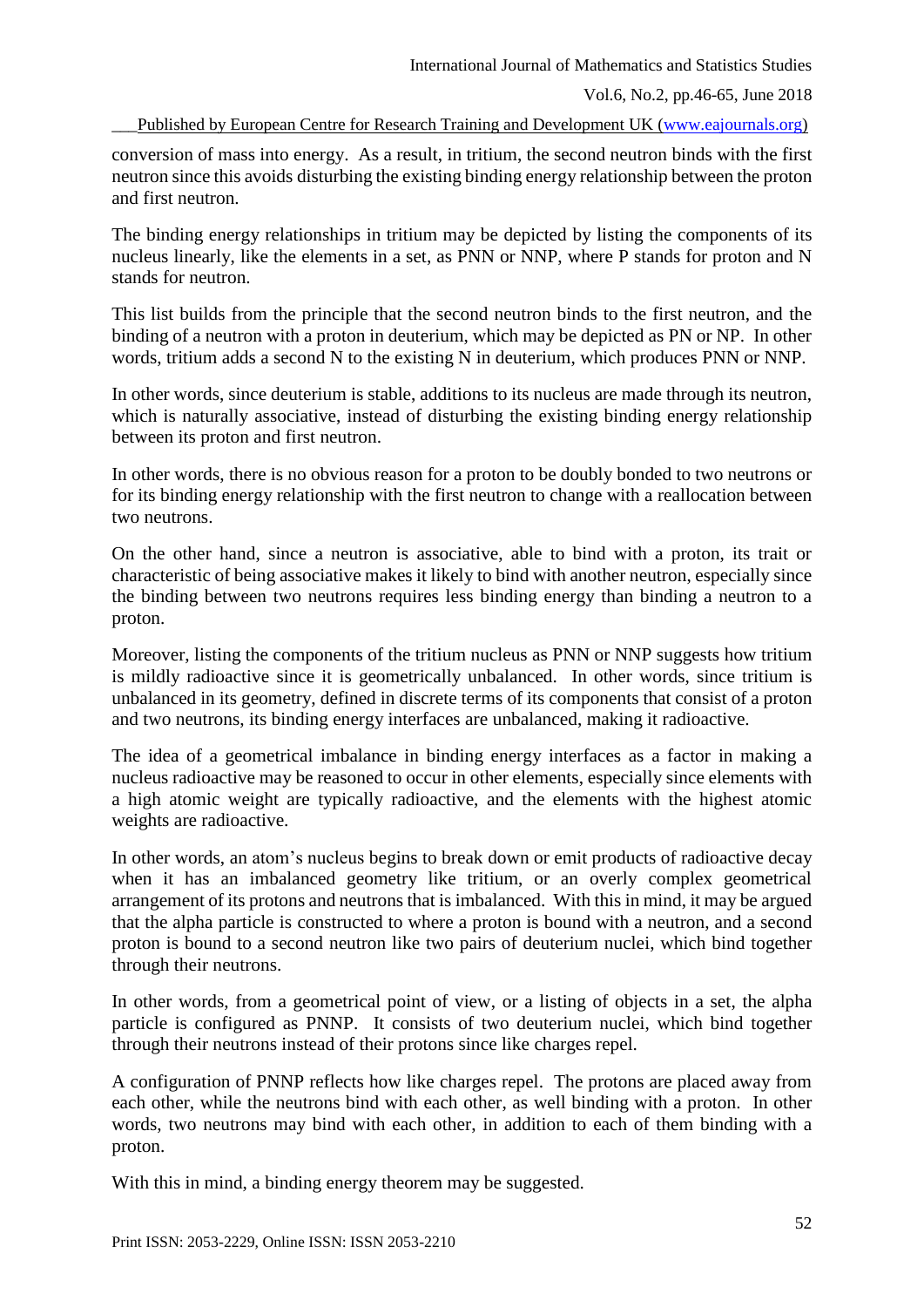conversion of mass into energy. As a result, in tritium, the second neutron binds with the first neutron since this avoids disturbing the existing binding energy relationship between the proton and first neutron.

The binding energy relationships in tritium may be depicted by listing the components of its nucleus linearly, like the elements in a set, as PNN or NNP, where P stands for proton and N stands for neutron.

This list builds from the principle that the second neutron binds to the first neutron, and the binding of a neutron with a proton in deuterium, which may be depicted as PN or NP. In other words, tritium adds a second N to the existing N in deuterium, which produces PNN or NNP.

In other words, since deuterium is stable, additions to its nucleus are made through its neutron, which is naturally associative, instead of disturbing the existing binding energy relationship between its proton and first neutron.

In other words, there is no obvious reason for a proton to be doubly bonded to two neutrons or for its binding energy relationship with the first neutron to change with a reallocation between two neutrons.

On the other hand, since a neutron is associative, able to bind with a proton, its trait or characteristic of being associative makes it likely to bind with another neutron, especially since the binding between two neutrons requires less binding energy than binding a neutron to a proton.

Moreover, listing the components of the tritium nucleus as PNN or NNP suggests how tritium is mildly radioactive since it is geometrically unbalanced. In other words, since tritium is unbalanced in its geometry, defined in discrete terms of its components that consist of a proton and two neutrons, its binding energy interfaces are unbalanced, making it radioactive.

The idea of a geometrical imbalance in binding energy interfaces as a factor in making a nucleus radioactive may be reasoned to occur in other elements, especially since elements with a high atomic weight are typically radioactive, and the elements with the highest atomic weights are radioactive.

In other words, an atom's nucleus begins to break down or emit products of radioactive decay when it has an imbalanced geometry like tritium, or an overly complex geometrical arrangement of its protons and neutrons that is imbalanced. With this in mind, it may be argued that the alpha particle is constructed to where a proton is bound with a neutron, and a second proton is bound to a second neutron like two pairs of deuterium nuclei, which bind together through their neutrons.

In other words, from a geometrical point of view, or a listing of objects in a set, the alpha particle is configured as PNNP. It consists of two deuterium nuclei, which bind together through their neutrons instead of their protons since like charges repel.

A configuration of PNNP reflects how like charges repel. The protons are placed away from each other, while the neutrons bind with each other, as well binding with a proton. In other words, two neutrons may bind with each other, in addition to each of them binding with a proton.

With this in mind, a binding energy theorem may be suggested.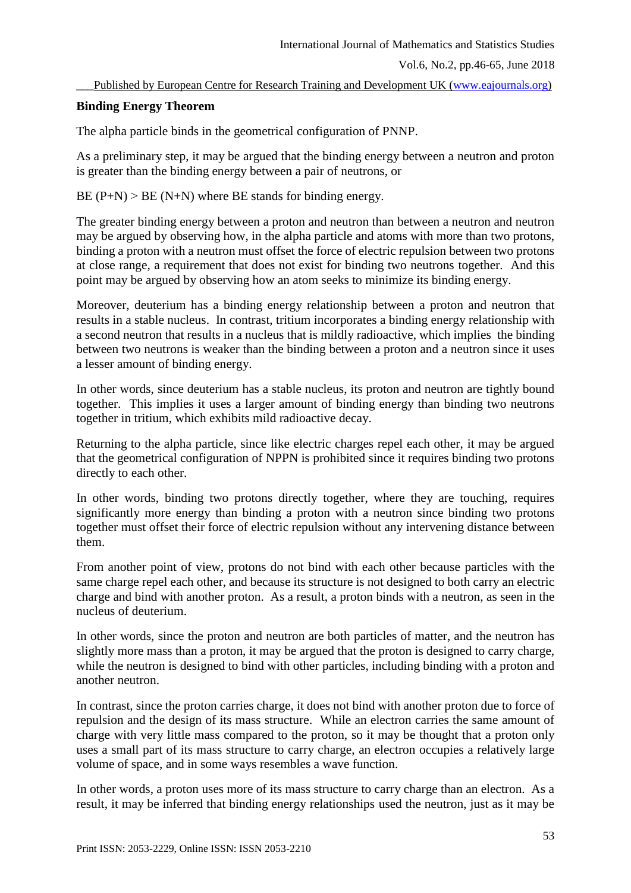**Binding Energy Theorem**

The alpha particle binds in the geometrical configuration of PNNP.

As a preliminary step, it may be argued that the binding energy between a neutron and proton is greater than the binding energy between a pair of neutrons, or

BE (P+N) > BE (N+N) where BE stands for binding energy.

The greater binding energy between a proton and neutron than between a neutron and neutron may be argued by observing how, in the alpha particle and atoms with more than two protons, binding a proton with a neutron must offset the force of electric repulsion between two protons at close range, a requirement that does not exist for binding two neutrons together. And this point may be argued by observing how an atom seeks to minimize its binding energy.

Moreover, deuterium has a binding energy relationship between a proton and neutron that results in a stable nucleus. In contrast, tritium incorporates a binding energy relationship with a second neutron that results in a nucleus that is mildly radioactive, which implies the binding between two neutrons is weaker than the binding between a proton and a neutron since it uses a lesser amount of binding energy.

In other words, since deuterium has a stable nucleus, its proton and neutron are tightly bound together. This implies it uses a larger amount of binding energy than binding two neutrons together in tritium, which exhibits mild radioactive decay.

Returning to the alpha particle, since like electric charges repel each other, it may be argued that the geometrical configuration of NPPN is prohibited since it requires binding two protons directly to each other.

In other words, binding two protons directly together, where they are touching, requires significantly more energy than binding a proton with a neutron since binding two protons together must offset their force of electric repulsion without any intervening distance between them.

From another point of view, protons do not bind with each other because particles with the same charge repel each other, and because its structure is not designed to both carry an electric charge and bind with another proton. As a result, a proton binds with a neutron, as seen in the nucleus of deuterium.

In other words, since the proton and neutron are both particles of matter, and the neutron has slightly more mass than a proton, it may be argued that the proton is designed to carry charge, while the neutron is designed to bind with other particles, including binding with a proton and another neutron.

In contrast, since the proton carries charge, it does not bind with another proton due to force of repulsion and the design of its mass structure. While an electron carries the same amount of charge with very little mass compared to the proton, so it may be thought that a proton only uses a small part of its mass structure to carry charge, an electron occupies a relatively large volume of space, and in some ways resembles a wave function.

In other words, a proton uses more of its mass structure to carry charge than an electron. As a result, it may be inferred that binding energy relationships used the neutron, just as it may be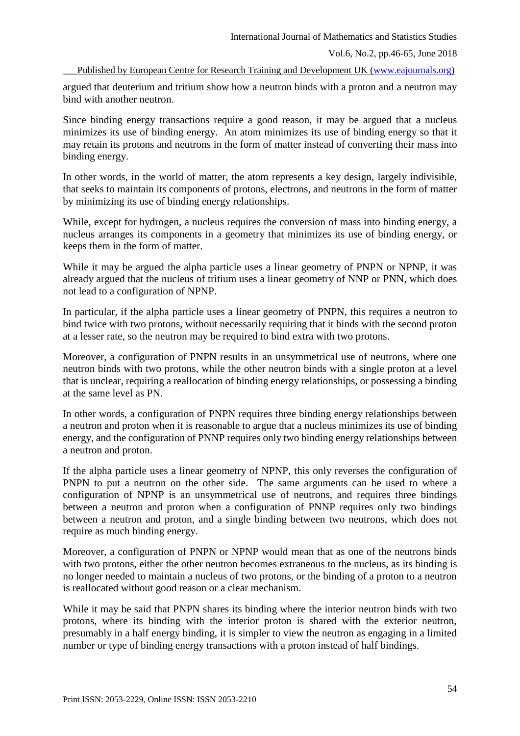argued that deuterium and tritium show how a neutron binds with a proton and a neutron may bind with another neutron.

Since binding energy transactions require a good reason, it may be argued that a nucleus minimizes its use of binding energy. An atom minimizes its use of binding energy so that it may retain its protons and neutrons in the form of matter instead of converting their mass into binding energy.

In other words, in the world of matter, the atom represents a key design, largely indivisible, that seeks to maintain its components of protons, electrons, and neutrons in the form of matter by minimizing its use of binding energy relationships.

While, except for hydrogen, a nucleus requires the conversion of mass into binding energy, a nucleus arranges its components in a geometry that minimizes its use of binding energy, or keeps them in the form of matter.

While it may be argued the alpha particle uses a linear geometry of PNPN or NPNP, it was already argued that the nucleus of tritium uses a linear geometry of NNP or PNN, which does not lead to a configuration of NPNP.

In particular, if the alpha particle uses a linear geometry of PNPN, this requires a neutron to bind twice with two protons, without necessarily requiring that it binds with the second proton at a lesser rate, so the neutron may be required to bind extra with two protons.

Moreover, a configuration of PNPN results in an unsymmetrical use of neutrons, where one neutron binds with two protons, while the other neutron binds with a single proton at a level that is unclear, requiring a reallocation of binding energy relationships, or possessing a binding at the same level as PN.

In other words, a configuration of PNPN requires three binding energy relationships between a neutron and proton when it is reasonable to argue that a nucleus minimizes its use of binding energy, and the configuration of PNNP requires only two binding energy relationships between a neutron and proton.

If the alpha particle uses a linear geometry of NPNP, this only reverses the configuration of PNPN to put a neutron on the other side. The same arguments can be used to where a configuration of NPNP is an unsymmetrical use of neutrons, and requires three bindings between a neutron and proton when a configuration of PNNP requires only two bindings between a neutron and proton, and a single binding between two neutrons, which does not require as much binding energy.

Moreover, a configuration of PNPN or NPNP would mean that as one of the neutrons binds with two protons, either the other neutron becomes extraneous to the nucleus, as its binding is no longer needed to maintain a nucleus of two protons, or the binding of a proton to a neutron is reallocated without good reason or a clear mechanism.

While it may be said that PNPN shares its binding where the interior neutron binds with two protons, where its binding with the interior proton is shared with the exterior neutron, presumably in a half energy binding, it is simpler to view the neutron as engaging in a limited number or type of binding energy transactions with a proton instead of half bindings.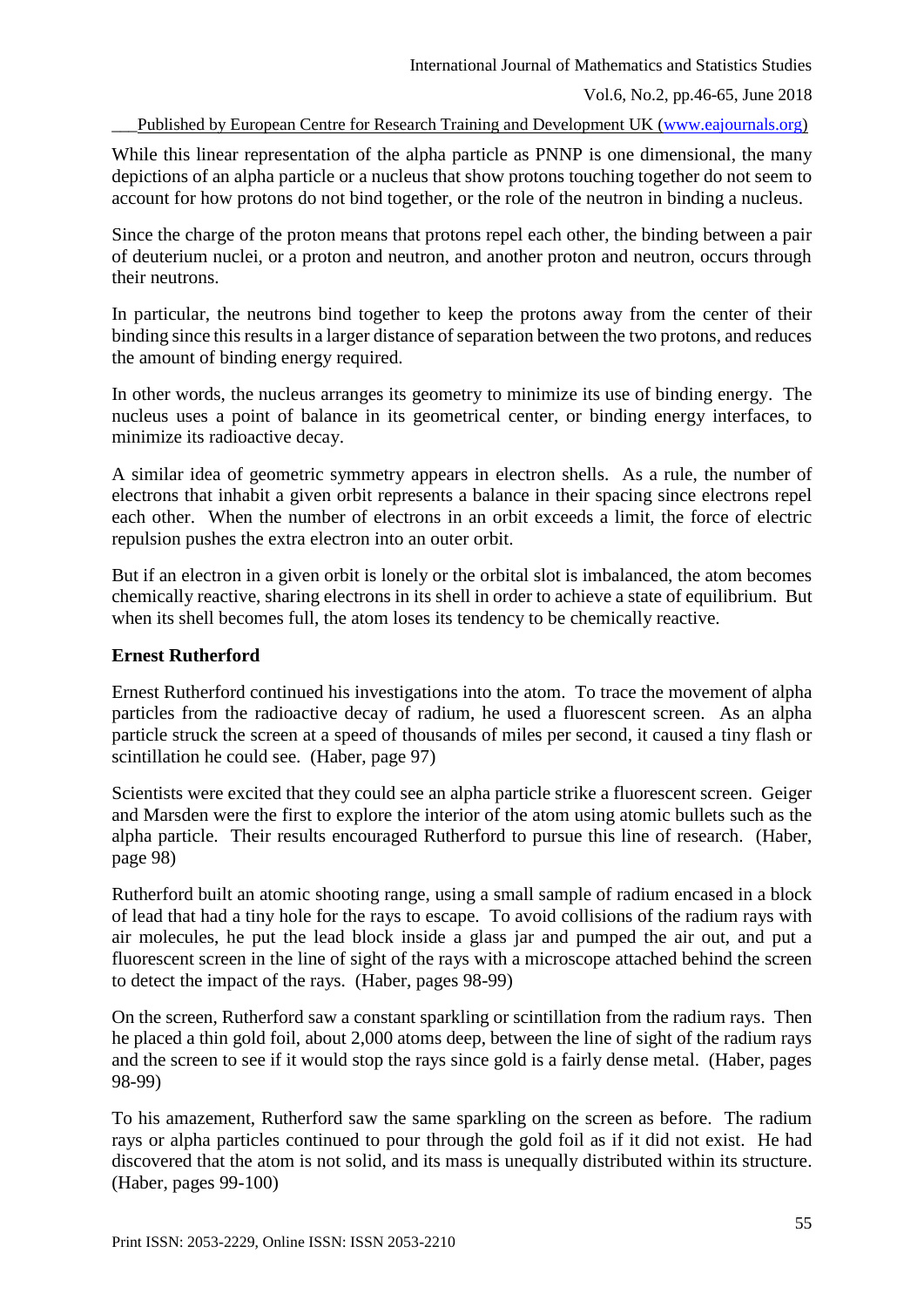While this linear representation of the alpha particle as PNNP is one dimensional, the many depictions of an alpha particle or a nucleus that show protons touching together do not seem to account for how protons do not bind together, or the role of the neutron in binding a nucleus.

Since the charge of the proton means that protons repel each other, the binding between a pair of deuterium nuclei, or a proton and neutron, and another proton and neutron, occurs through their neutrons.

In particular, the neutrons bind together to keep the protons away from the center of their binding since this results in a larger distance of separation between the two protons, and reduces the amount of binding energy required.

In other words, the nucleus arranges its geometry to minimize its use of binding energy. The nucleus uses a point of balance in its geometrical center, or binding energy interfaces, to minimize its radioactive decay.

A similar idea of geometric symmetry appears in electron shells. As a rule, the number of electrons that inhabit a given orbit represents a balance in their spacing since electrons repel each other. When the number of electrons in an orbit exceeds a limit, the force of electric repulsion pushes the extra electron into an outer orbit.

But if an electron in a given orbit is lonely or the orbital slot is imbalanced, the atom becomes chemically reactive, sharing electrons in its shell in order to achieve a state of equilibrium. But when its shell becomes full, the atom loses its tendency to be chemically reactive.

**Ernest Rutherford**

Ernest Rutherford continued his investigations into the atom. To trace the movement of alpha particles from the radioactive decay of radium, he used a fluorescent screen. As an alpha particle struck the screen at a speed of thousands of miles per second, it caused a tiny flash or scintillation he could see. (Haber, page 97)

Scientists were excited that they could see an alpha particle strike a fluorescent screen. Geiger and Marsden were the first to explore the interior of the atom using atomic bullets such as the alpha particle. Their results encouraged Rutherford to pursue this line of research. (Haber, page 98)

Rutherford built an atomic shooting range, using a small sample of radium encased in a block of lead that had a tiny hole for the rays to escape. To avoid collisions of the radium rays with air molecules, he put the lead block inside a glass jar and pumped the air out, and put a fluorescent screen in the line of sight of the rays with a microscope attached behind the screen to detect the impact of the rays. (Haber, pages 98-99)

On the screen, Rutherford saw a constant sparkling or scintillation from the radium rays. Then he placed a thin gold foil, about 2,000 atoms deep, between the line of sight of the radium rays and the screen to see if it would stop the rays since gold is a fairly dense metal. (Haber, pages 98-99)

To his amazement, Rutherford saw the same sparkling on the screen as before. The radium rays or alpha particles continued to pour through the gold foil as if it did not exist. He had discovered that the atom is not solid, and its mass is unequally distributed within its structure. (Haber, pages 99-100)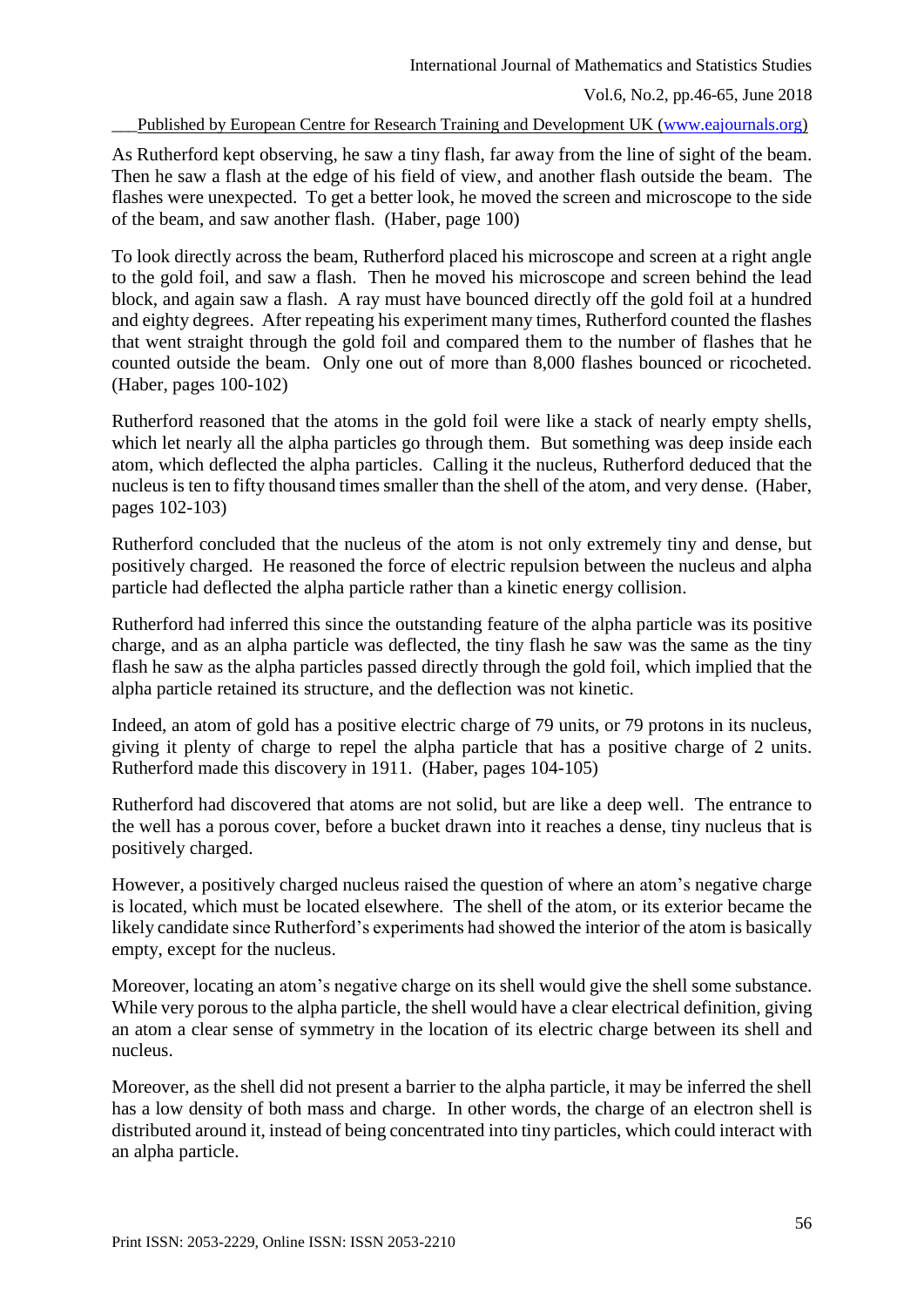As Rutherford kept observing, he saw a tiny flash, far away from the line of sight of the beam. Then he saw a flash at the edge of his field of view, and another flash outside the beam. The flashes were unexpected. To get a better look, he moved the screen and microscope to the side of the beam, and saw another flash. (Haber, page 100)

To look directly across the beam, Rutherford placed his microscope and screen at a right angle to the gold foil, and saw a flash. Then he moved his microscope and screen behind the lead block, and again saw a flash. A ray must have bounced directly off the gold foil at a hundred and eighty degrees. After repeating his experiment many times, Rutherford counted the flashes that went straight through the gold foil and compared them to the number of flashes that he counted outside the beam. Only one out of more than 8,000 flashes bounced or ricocheted. (Haber, pages 100-102)

Rutherford reasoned that the atoms in the gold foil were like a stack of nearly empty shells, which let nearly all the alpha particles go through them. But something was deep inside each atom, which deflected the alpha particles. Calling it the nucleus, Rutherford deduced that the nucleus is ten to fifty thousand times smaller than the shell of the atom, and very dense. (Haber, pages 102-103)

Rutherford concluded that the nucleus of the atom is not only extremely tiny and dense, but positively charged. He reasoned the force of electric repulsion between the nucleus and alpha particle had deflected the alpha particle rather than a kinetic energy collision.

Rutherford had inferred this since the outstanding feature of the alpha particle was its positive charge, and as an alpha particle was deflected, the tiny flash he saw was the same as the tiny flash he saw as the alpha particles passed directly through the gold foil, which implied that the alpha particle retained its structure, and the deflection was not kinetic.

Indeed, an atom of gold has a positive electric charge of 79 units, or 79 protons in its nucleus, giving it plenty of charge to repel the alpha particle that has a positive charge of 2 units. Rutherford made this discovery in 1911. (Haber, pages 104-105)

Rutherford had discovered that atoms are not solid, but are like a deep well. The entrance to the well has a porous cover, before a bucket drawn into it reaches a dense, tiny nucleus that is positively charged.

However, a positively charged nucleus raised the question of where an atom's negative charge is located, which must be located elsewhere. The shell of the atom, or its exterior became the likely candidate since Rutherford's experiments had showed the interior of the atom is basically empty, except for the nucleus.

Moreover, locating an atom's negative charge on its shell would give the shell some substance. While very porous to the alpha particle, the shell would have a clear electrical definition, giving an atom a clear sense of symmetry in the location of its electric charge between its shell and nucleus.

Moreover, as the shell did not present a barrier to the alpha particle, it may be inferred the shell has a low density of both mass and charge. In other words, the charge of an electron shell is distributed around it, instead of being concentrated into tiny particles, which could interact with an alpha particle.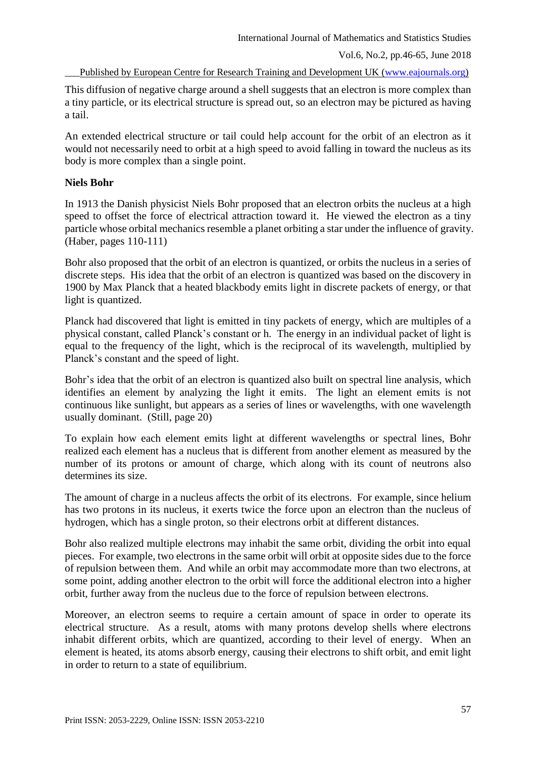This diffusion of negative charge around a shell suggests that an electron is more complex than a tiny particle, or its electrical structure is spread out, so an electron may be pictured as having a tail.

An extended electrical structure or tail could help account for the orbit of an electron as it would not necessarily need to orbit at a high speed to avoid falling in toward the nucleus as its body is more complex than a single point.

**Niels Bohr**

In 1913 the Danish physicist Niels Bohr proposed that an electron orbits the nucleus at a high speed to offset the force of electrical attraction toward it. He viewed the electron as a tiny particle whose orbital mechanics resemble a planet orbiting a star under the influence of gravity. (Haber, pages 110-111)

Bohr also proposed that the orbit of an electron is quantized, or orbits the nucleus in a series of discrete steps. His idea that the orbit of an electron is quantized was based on the discovery in 1900 by Max Planck that a heated blackbody emits light in discrete packets of energy, or that light is quantized.

Planck had discovered that light is emitted in tiny packets of energy, which are multiples of a physical constant, called Planck's constant or h. The energy in an individual packet of light is equal to the frequency of the light, which is the reciprocal of its wavelength, multiplied by Planck's constant and the speed of light.

Bohr's idea that the orbit of an electron is quantized also built on spectral line analysis, which identifies an element by analyzing the light it emits. The light an element emits is not continuous like sunlight, but appears as a series of lines or wavelengths, with one wavelength usually dominant. (Still, page 20)

To explain how each element emits light at different wavelengths or spectral lines, Bohr realized each element has a nucleus that is different from another element as measured by the number of its protons or amount of charge, which along with its count of neutrons also determines its size.

The amount of charge in a nucleus affects the orbit of its electrons. For example, since helium has two protons in its nucleus, it exerts twice the force upon an electron than the nucleus of hydrogen, which has a single proton, so their electrons orbit at different distances.

Bohr also realized multiple electrons may inhabit the same orbit, dividing the orbit into equal pieces. For example, two electrons in the same orbit will orbit at opposite sides due to the force of repulsion between them. And while an orbit may accommodate more than two electrons, at some point, adding another electron to the orbit will force the additional electron into a higher orbit, further away from the nucleus due to the force of repulsion between electrons.

Moreover, an electron seems to require a certain amount of space in order to operate its electrical structure. As a result, atoms with many protons develop shells where electrons inhabit different orbits, which are quantized, according to their level of energy. When an element is heated, its atoms absorb energy, causing their electrons to shift orbit, and emit light in order to return to a state of equilibrium.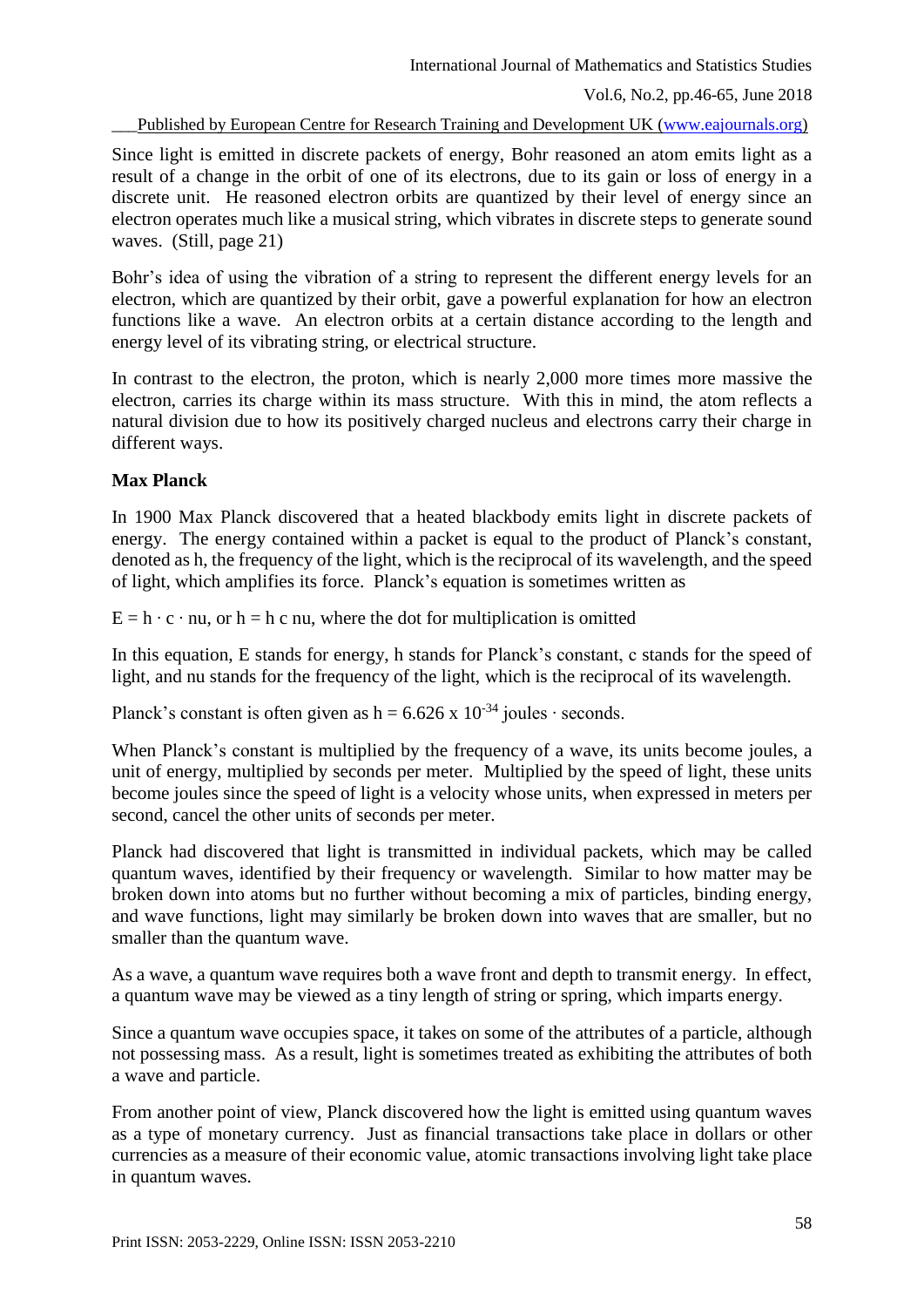Since light is emitted in discrete packets of energy, Bohr reasoned an atom emits light as a result of a change in the orbit of one of its electrons, due to its gain or loss of energy in a discrete unit. He reasoned electron orbits are quantized by their level of energy since an electron operates much like a musical string, which vibrates in discrete steps to generate sound waves. (Still, page 21)

Bohr's idea of using the vibration of a string to represent the different energy levels for an electron, which are quantized by their orbit, gave a powerful explanation for how an electron functions like a wave. An electron orbits at a certain distance according to the length and energy level of its vibrating string, or electrical structure.

In contrast to the electron, the proton, which is nearly 2,000 more times more massive the electron, carries its charge within its mass structure. With this in mind, the atom reflects a natural division due to how its positively charged nucleus and electrons carry their charge in different ways.

**Max Planck**

In 1900 Max Planck discovered that a heated blackbody emits light in discrete packets of energy. The energy contained within a packet is equal to the product of Planck's constant, denoted as h, the frequency of the light, which is the reciprocal of its wavelength, and the speed of light, which amplifies its force. Planck's equation is sometimes written as

$E = h \cdot c \cdot nu$, or $h = h\ c\ nu$, where the dot for multiplication is omitted

In this equation, E stands for energy, h stands for Planck's constant, c stands for the speed of light, and nu stands for the frequency of the light, which is the reciprocal of its wavelength.

Planck's constant is often given as $h = 6.626 \times 10^{-34}$ joules · seconds.

When Planck's constant is multiplied by the frequency of a wave, its units become joules, a unit of energy, multiplied by seconds per meter. Multiplied by the speed of light, these units become joules since the speed of light is a velocity whose units, when expressed in meters per second, cancel the other units of seconds per meter.

Planck had discovered that light is transmitted in individual packets, which may be called quantum waves, identified by their frequency or wavelength. Similar to how matter may be broken down into atoms but no further without becoming a mix of particles, binding energy, and wave functions, light may similarly be broken down into waves that are smaller, but no smaller than the quantum wave.

As a wave, a quantum wave requires both a wave front and depth to transmit energy. In effect, a quantum wave may be viewed as a tiny length of string or spring, which imparts energy.

Since a quantum wave occupies space, it takes on some of the attributes of a particle, although not possessing mass. As a result, light is sometimes treated as exhibiting the attributes of both a wave and particle.

From another point of view, Planck discovered how the light is emitted using quantum waves as a type of monetary currency. Just as financial transactions take place in dollars or other currencies as a measure of their economic value, atomic transactions involving light take place in quantum waves.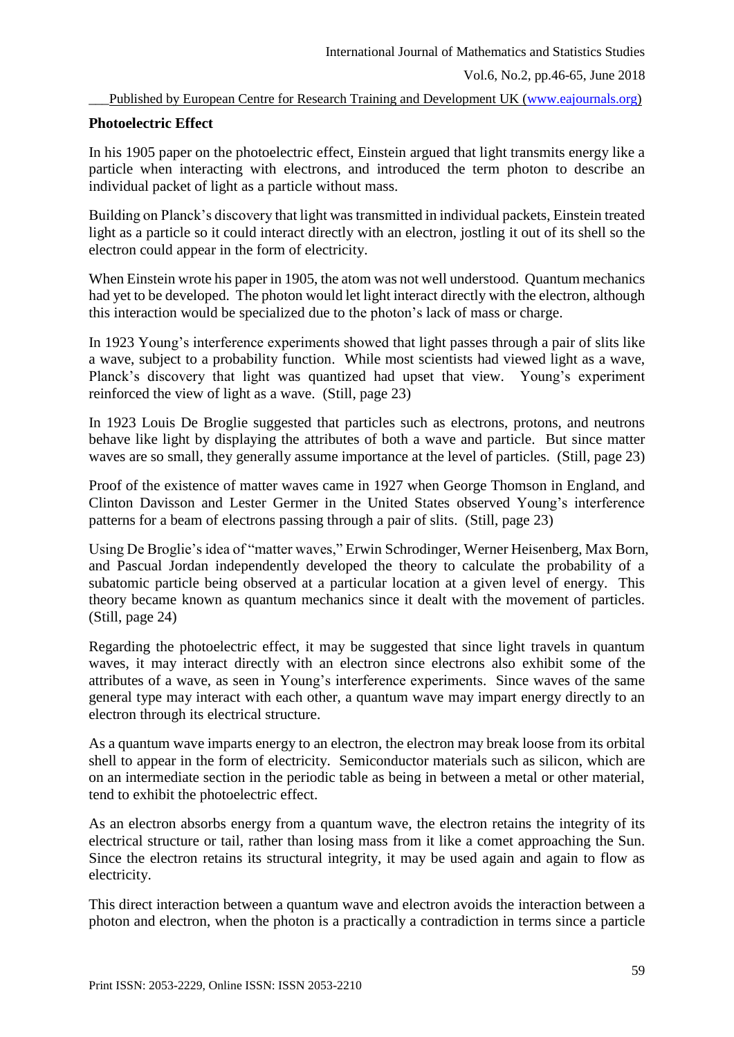**Photoelectric Effect**

In his 1905 paper on the photoelectric effect, Einstein argued that light transmits energy like a particle when interacting with electrons, and introduced the term photon to describe an individual packet of light as a particle without mass.

Building on Planck's discovery that light was transmitted in individual packets, Einstein treated light as a particle so it could interact directly with an electron, jostling it out of its shell so the electron could appear in the form of electricity.

When Einstein wrote his paper in 1905, the atom was not well understood. Quantum mechanics had yet to be developed. The photon would let light interact directly with the electron, although this interaction would be specialized due to the photon's lack of mass or charge.

In 1923 Young's interference experiments showed that light passes through a pair of slits like a wave, subject to a probability function. While most scientists had viewed light as a wave, Planck's discovery that light was quantized had upset that view. Young's experiment reinforced the view of light as a wave. (Still, page 23)

In 1923 Louis De Broglie suggested that particles such as electrons, protons, and neutrons behave like light by displaying the attributes of both a wave and particle. But since matter waves are so small, they generally assume importance at the level of particles. (Still, page 23)

Proof of the existence of matter waves came in 1927 when George Thomson in England, and Clinton Davisson and Lester Germer in the United States observed Young's interference patterns for a beam of electrons passing through a pair of slits. (Still, page 23)

Using De Broglie's idea of "matter waves," Erwin Schrodinger, Werner Heisenberg, Max Born, and Pascual Jordan independently developed the theory to calculate the probability of a subatomic particle being observed at a particular location at a given level of energy. This theory became known as quantum mechanics since it dealt with the movement of particles. (Still, page 24)

Regarding the photoelectric effect, it may be suggested that since light travels in quantum waves, it may interact directly with an electron since electrons also exhibit some of the attributes of a wave, as seen in Young's interference experiments. Since waves of the same general type may interact with each other, a quantum wave may impart energy directly to an electron through its electrical structure.

As a quantum wave imparts energy to an electron, the electron may break loose from its orbital shell to appear in the form of electricity. Semiconductor materials such as silicon, which are on an intermediate section in the periodic table as being in between a metal or other material, tend to exhibit the photoelectric effect.

As an electron absorbs energy from a quantum wave, the electron retains the integrity of its electrical structure or tail, rather than losing mass from it like a comet approaching the Sun. Since the electron retains its structural integrity, it may be used again and again to flow as electricity.

This direct interaction between a quantum wave and electron avoids the interaction between a photon and electron, when the photon is a practically a contradiction in terms since a particle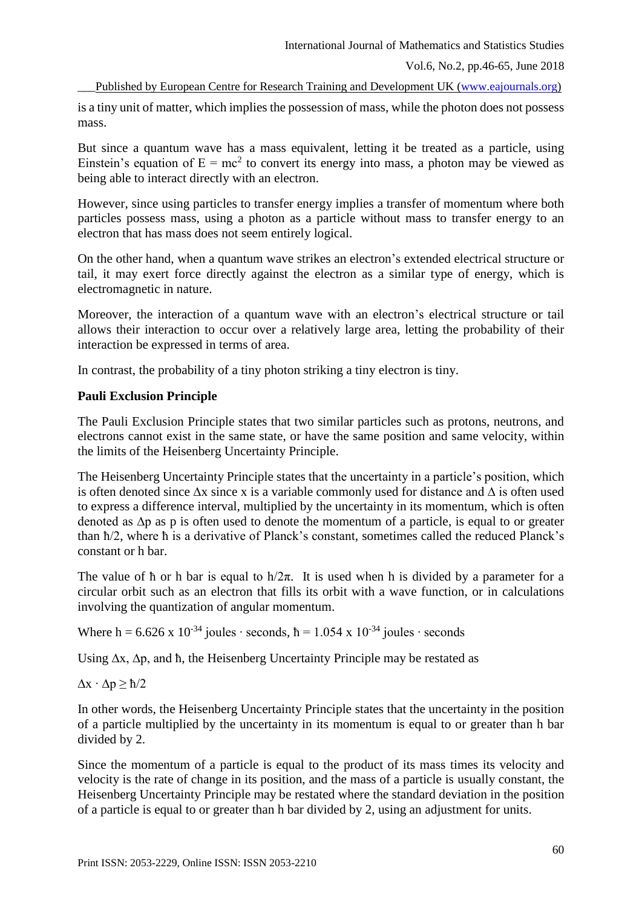is a tiny unit of matter, which implies the possession of mass, while the photon does not possess mass.

But since a quantum wave has a mass equivalent, letting it be treated as a particle, using Einstein's equation of $E = mc^2$ to convert its energy into mass, a photon may be viewed as being able to interact directly with an electron.

However, since using particles to transfer energy implies a transfer of momentum where both particles possess mass, using a photon as a particle without mass to transfer energy to an electron that has mass does not seem entirely logical.

On the other hand, when a quantum wave strikes an electron's extended electrical structure or tail, it may exert force directly against the electron as a similar type of energy, which is electromagnetic in nature.

Moreover, the interaction of a quantum wave with an electron's electrical structure or tail allows their interaction to occur over a relatively large area, letting the probability of their interaction be expressed in terms of area.

In contrast, the probability of a tiny photon striking a tiny electron is tiny.

**Pauli Exclusion Principle**

The Pauli Exclusion Principle states that two similar particles such as protons, neutrons, and electrons cannot exist in the same state, or have the same position and same velocity, within the limits of the Heisenberg Uncertainty Principle.

The Heisenberg Uncertainty Principle states that the uncertainty in a particle's position, which is often denoted since $\Delta x$ since x is a variable commonly used for distance and $\Delta$ is often used to express a difference interval, multiplied by the uncertainty in its momentum, which is often denoted as $\Delta p$ as p is often used to denote the momentum of a particle, is equal to or greater than $\hbar/2$, where $\hbar$ is a derivative of Planck's constant, sometimes called the reduced Planck's constant or h bar.

The value of $\hbar$ or h bar is equal to $h/2\pi$. It is used when h is divided by a parameter for a circular orbit such as an electron that fills its orbit with a wave function, or in calculations involving the quantization of angular momentum.

Where $h = 6.626 \times 10^{-34}$ joules · seconds, $\hbar = 1.054 \times 10^{-34}$ joules · seconds

Using $\Delta x$, $\Delta p$, and $\hbar$, the Heisenberg Uncertainty Principle may be restated as

$$\Delta x \cdot \Delta p \geq \hbar/2$$

In other words, the Heisenberg Uncertainty Principle states that the uncertainty in the position of a particle multiplied by the uncertainty in its momentum is equal to or greater than h bar divided by 2.

Since the momentum of a particle is equal to the product of its mass times its velocity and velocity is the rate of change in its position, and the mass of a particle is usually constant, the Heisenberg Uncertainty Principle may be restated where the standard deviation in the position of a particle is equal to or greater than h bar divided by 2, using an adjustment for units.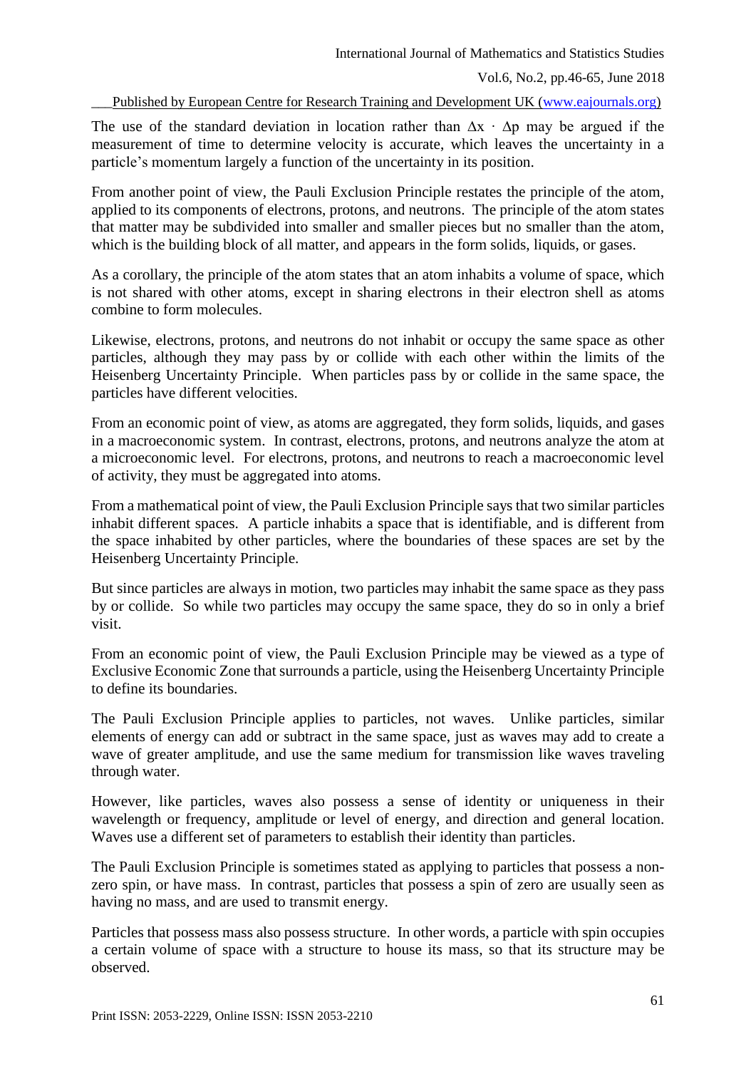The use of the standard deviation in location rather than $\Delta x \cdot \Delta p$ may be argued if the measurement of time to determine velocity is accurate, which leaves the uncertainty in a particle's momentum largely a function of the uncertainty in its position.

From another point of view, the Pauli Exclusion Principle restates the principle of the atom, applied to its components of electrons, protons, and neutrons. The principle of the atom states that matter may be subdivided into smaller and smaller pieces but no smaller than the atom, which is the building block of all matter, and appears in the form solids, liquids, or gases.

As a corollary, the principle of the atom states that an atom inhabits a volume of space, which is not shared with other atoms, except in sharing electrons in their electron shell as atoms combine to form molecules.

Likewise, electrons, protons, and neutrons do not inhabit or occupy the same space as other particles, although they may pass by or collide with each other within the limits of the Heisenberg Uncertainty Principle. When particles pass by or collide in the same space, the particles have different velocities.

From an economic point of view, as atoms are aggregated, they form solids, liquids, and gases in a macroeconomic system. In contrast, electrons, protons, and neutrons analyze the atom at a microeconomic level. For electrons, protons, and neutrons to reach a macroeconomic level of activity, they must be aggregated into atoms.

From a mathematical point of view, the Pauli Exclusion Principle says that two similar particles inhabit different spaces. A particle inhabits a space that is identifiable, and is different from the space inhabited by other particles, where the boundaries of these spaces are set by the Heisenberg Uncertainty Principle.

But since particles are always in motion, two particles may inhabit the same space as they pass by or collide. So while two particles may occupy the same space, they do so in only a brief visit.

From an economic point of view, the Pauli Exclusion Principle may be viewed as a type of Exclusive Economic Zone that surrounds a particle, using the Heisenberg Uncertainty Principle to define its boundaries.

The Pauli Exclusion Principle applies to particles, not waves. Unlike particles, similar elements of energy can add or subtract in the same space, just as waves may add to create a wave of greater amplitude, and use the same medium for transmission like waves traveling through water.

However, like particles, waves also possess a sense of identity or uniqueness in their wavelength or frequency, amplitude or level of energy, and direction and general location. Waves use a different set of parameters to establish their identity than particles.

The Pauli Exclusion Principle is sometimes stated as applying to particles that possess a non-zero spin, or have mass. In contrast, particles that possess a spin of zero are usually seen as having no mass, and are used to transmit energy.

Particles that possess mass also possess structure. In other words, a particle with spin occupies a certain volume of space with a structure to house its mass, so that its structure may be observed.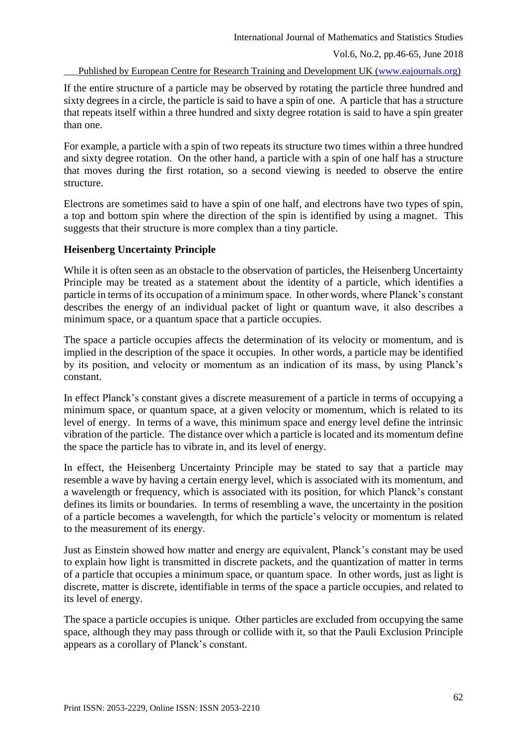If the entire structure of a particle may be observed by rotating the particle three hundred and sixty degrees in a circle, the particle is said to have a spin of one. A particle that has a structure that repeats itself within a three hundred and sixty degree rotation is said to have a spin greater than one.

For example, a particle with a spin of two repeats its structure two times within a three hundred and sixty degree rotation. On the other hand, a particle with a spin of one half has a structure that moves during the first rotation, so a second viewing is needed to observe the entire structure.

Electrons are sometimes said to have a spin of one half, and electrons have two types of spin, a top and bottom spin where the direction of the spin is identified by using a magnet. This suggests that their structure is more complex than a tiny particle.

**Heisenberg Uncertainty Principle**

While it is often seen as an obstacle to the observation of particles, the Heisenberg Uncertainty Principle may be treated as a statement about the identity of a particle, which identifies a particle in terms of its occupation of a minimum space. In other words, where Planck's constant describes the energy of an individual packet of light or quantum wave, it also describes a minimum space, or a quantum space that a particle occupies.

The space a particle occupies affects the determination of its velocity or momentum, and is implied in the description of the space it occupies. In other words, a particle may be identified by its position, and velocity or momentum as an indication of its mass, by using Planck's constant.

In effect Planck's constant gives a discrete measurement of a particle in terms of occupying a minimum space, or quantum space, at a given velocity or momentum, which is related to its level of energy. In terms of a wave, this minimum space and energy level define the intrinsic vibration of the particle. The distance over which a particle is located and its momentum define the space the particle has to vibrate in, and its level of energy.

In effect, the Heisenberg Uncertainty Principle may be stated to say that a particle may resemble a wave by having a certain energy level, which is associated with its momentum, and a wavelength or frequency, which is associated with its position, for which Planck's constant defines its limits or boundaries. In terms of resembling a wave, the uncertainty in the position of a particle becomes a wavelength, for which the particle's velocity or momentum is related to the measurement of its energy.

Just as Einstein showed how matter and energy are equivalent, Planck's constant may be used to explain how light is transmitted in discrete packets, and the quantization of matter in terms of a particle that occupies a minimum space, or quantum space. In other words, just as light is discrete, matter is discrete, identifiable in terms of the space a particle occupies, and related to its level of energy.

The space a particle occupies is unique. Other particles are excluded from occupying the same space, although they may pass through or collide with it, so that the Pauli Exclusion Principle appears as a corollary of Planck's constant.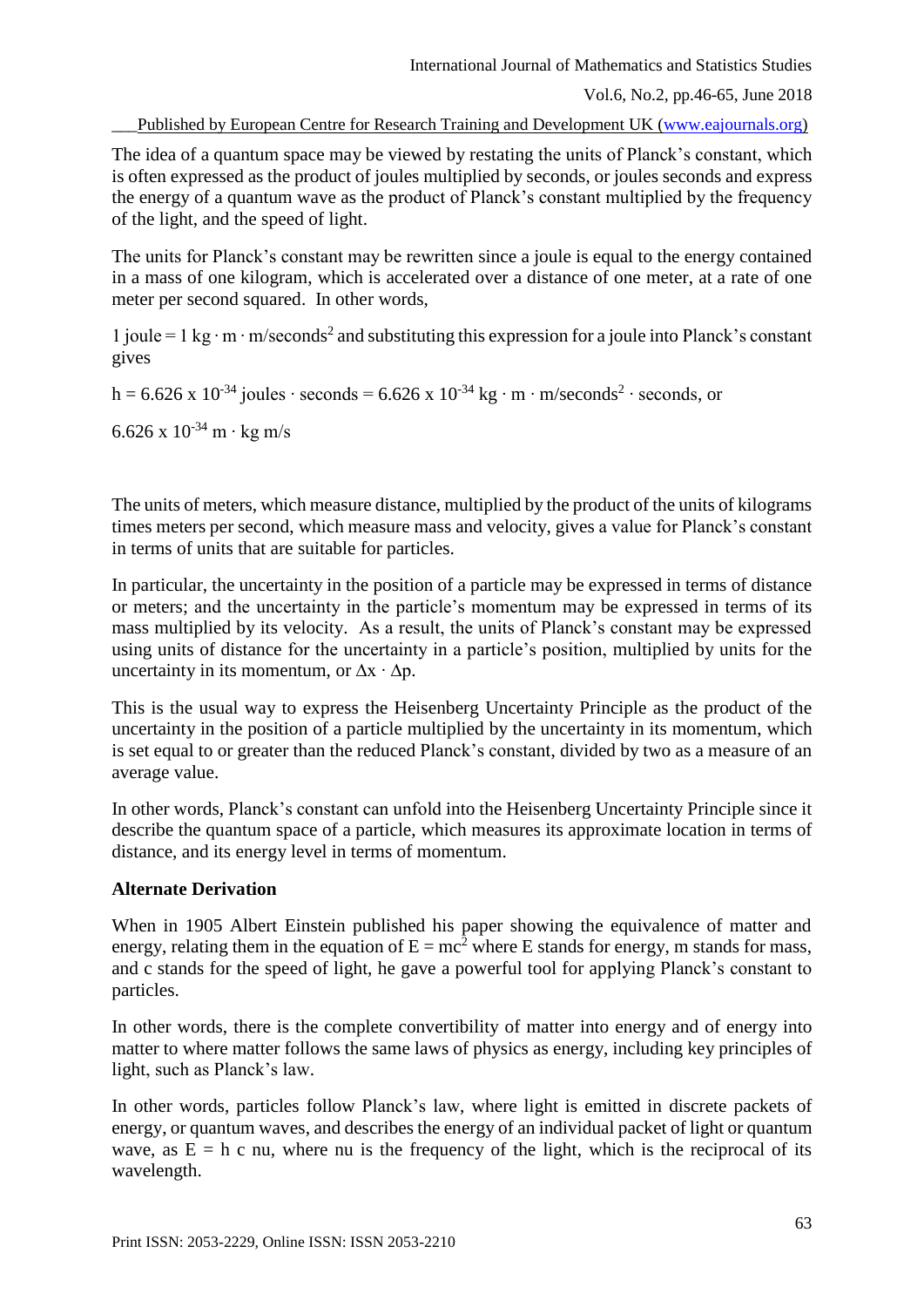The idea of a quantum space may be viewed by restating the units of Planck's constant, which is often expressed as the product of joules multiplied by seconds, or joules seconds and express the energy of a quantum wave as the product of Planck's constant multiplied by the frequency of the light, and the speed of light.

The units for Planck's constant may be rewritten since a joule is equal to the energy contained in a mass of one kilogram, which is accelerated over a distance of one meter, at a rate of one meter per second squared. In other words,

1 joule = 1 kg · m · m/seconds$^2$ and substituting this expression for a joule into Planck's constant gives

h = 6.626 x 10$^{-34}$ joules · seconds = 6.626 x 10$^{-34}$ kg · m · m/seconds$^2$ · seconds, or

6.626 x 10$^{-34}$ m · kg m/s

The units of meters, which measure distance, multiplied by the product of the units of kilograms times meters per second, which measure mass and velocity, gives a value for Planck's constant in terms of units that are suitable for particles.

In particular, the uncertainty in the position of a particle may be expressed in terms of distance or meters; and the uncertainty in the particle's momentum may be expressed in terms of its mass multiplied by its velocity. As a result, the units of Planck's constant may be expressed using units of distance for the uncertainty in a particle's position, multiplied by units for the uncertainty in its momentum, or $\Delta x \cdot \Delta p$.

This is the usual way to express the Heisenberg Uncertainty Principle as the product of the uncertainty in the position of a particle multiplied by the uncertainty in its momentum, which is set equal to or greater than the reduced Planck's constant, divided by two as a measure of an average value.

In other words, Planck's constant can unfold into the Heisenberg Uncertainty Principle since it describe the quantum space of a particle, which measures its approximate location in terms of distance, and its energy level in terms of momentum.

**Alternate Derivation**

When in 1905 Albert Einstein published his paper showing the equivalence of matter and energy, relating them in the equation of $E = mc^2$ where E stands for energy, m stands for mass, and c stands for the speed of light, he gave a powerful tool for applying Planck's constant to particles.

In other words, there is the complete convertibility of matter into energy and of energy into matter to where matter follows the same laws of physics as energy, including key principles of light, such as Planck's law.

In other words, particles follow Planck's law, where light is emitted in discrete packets of energy, or quantum waves, and describes the energy of an individual packet of light or quantum wave, as E = h c nu, where nu is the frequency of the light, which is the reciprocal of its wavelength.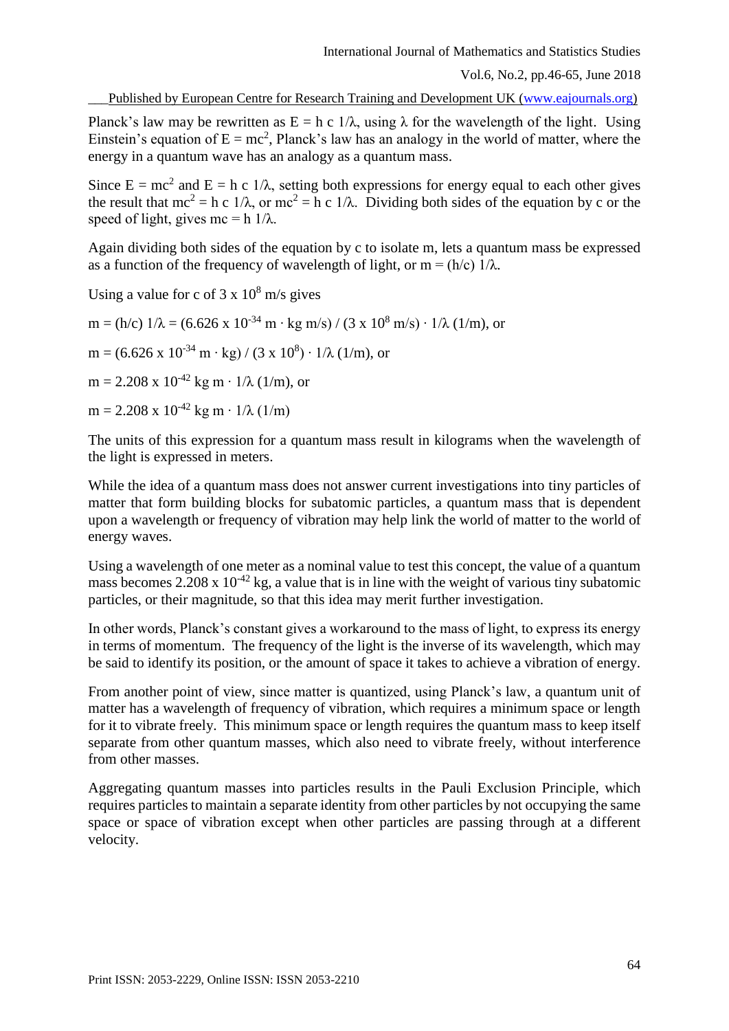Planck's law may be rewritten as $E = h\ c\ 1/\lambda$, using $\lambda$ for the wavelength of the light. Using Einstein's equation of $E = mc^2$, Planck's law has an analogy in the world of matter, where the energy in a quantum wave has an analogy as a quantum mass.

Since $E = mc^2$ and $E = h\ c\ 1/\lambda$, setting both expressions for energy equal to each other gives the result that $mc^2 = h\ c\ 1/\lambda$, or $mc^2 = h\ c\ 1/\lambda$. Dividing both sides of the equation by c or the speed of light, gives $mc = h\ 1/\lambda$.

Again dividing both sides of the equation by c to isolate m, lets a quantum mass be expressed as a function of the frequency of wavelength of light, or $m = (h/c)\ 1/\lambda$.

Using a value for c of $3 \times 10^8$ m/s gives

$m = (h/c)\ 1/\lambda = (6.626 \times 10^{-34}\ \text{m} \cdot \text{kg m/s}) / (3 \times 10^8\ \text{m/s}) \cdot 1/\lambda\ (1/\text{m})$, or

$m = (6.626 \times 10^{-34}\ \text{m} \cdot \text{kg}) / (3 \times 10^8) \cdot 1/\lambda\ (1/\text{m})$, or

$m = 2.208 \times 10^{-42}\ \text{kg m} \cdot 1/\lambda\ (1/\text{m})$, or

$m = 2.208 \times 10^{-42}\ \text{kg m} \cdot 1/\lambda\ (1/\text{m})$

The units of this expression for a quantum mass result in kilograms when the wavelength of the light is expressed in meters.

While the idea of a quantum mass does not answer current investigations into tiny particles of matter that form building blocks for subatomic particles, a quantum mass that is dependent upon a wavelength or frequency of vibration may help link the world of matter to the world of energy waves.

Using a wavelength of one meter as a nominal value to test this concept, the value of a quantum mass becomes $2.208 \times 10^{-42}$ kg, a value that is in line with the weight of various tiny subatomic particles, or their magnitude, so that this idea may merit further investigation.

In other words, Planck's constant gives a workaround to the mass of light, to express its energy in terms of momentum. The frequency of the light is the inverse of its wavelength, which may be said to identify its position, or the amount of space it takes to achieve a vibration of energy.

From another point of view, since matter is quantized, using Planck's law, a quantum unit of matter has a wavelength of frequency of vibration, which requires a minimum space or length for it to vibrate freely. This minimum space or length requires the quantum mass to keep itself separate from other quantum masses, which also need to vibrate freely, without interference from other masses.

Aggregating quantum masses into particles results in the Pauli Exclusion Principle, which requires particles to maintain a separate identity from other particles by not occupying the same space or space of vibration except when other particles are passing through at a different velocity.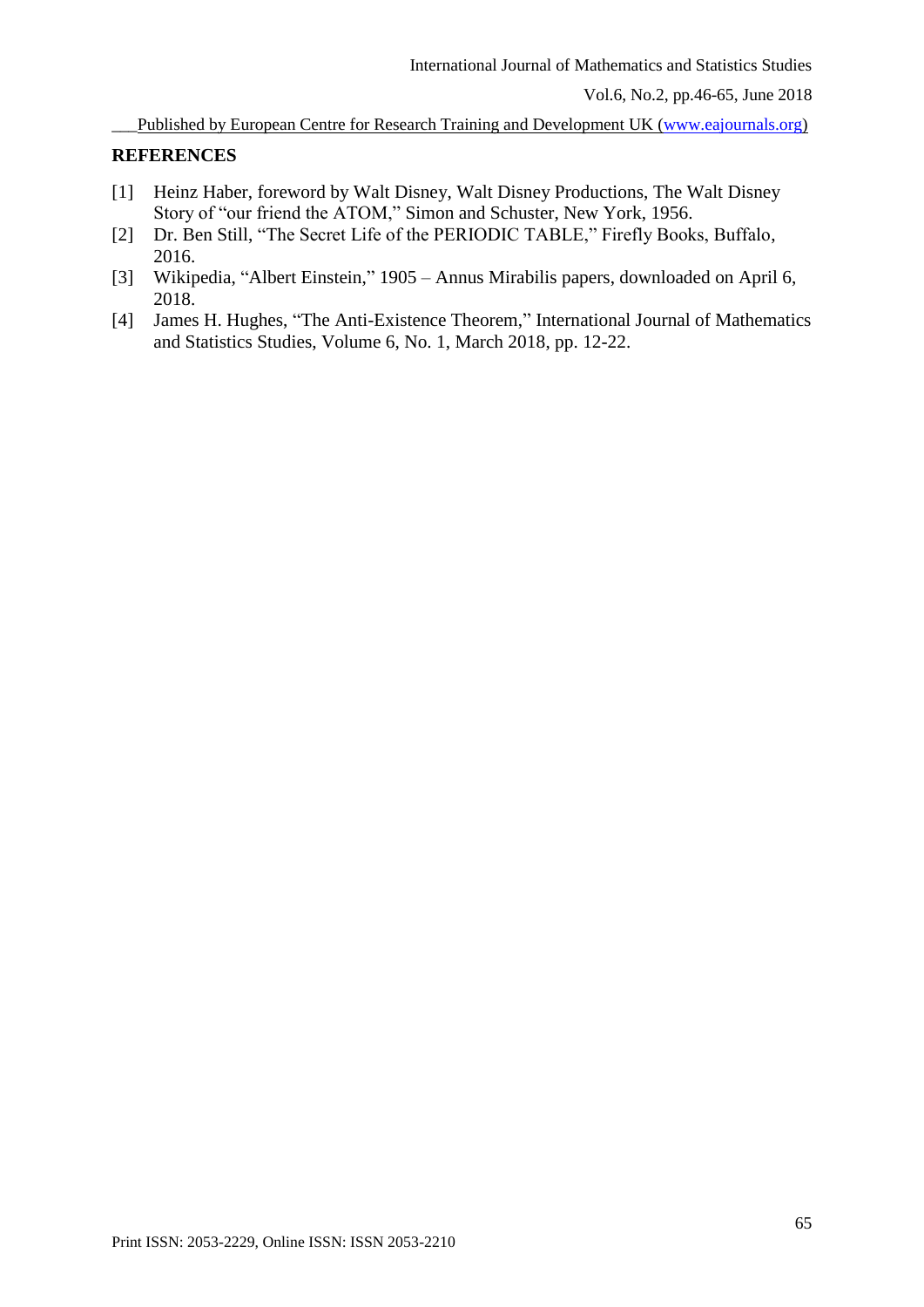## REFERENCES

[1] Heinz Haber, foreword by Walt Disney, Walt Disney Productions, The Walt Disney Story of “our friend the ATOM,” Simon and Schuster, New York, 1956.

[2] Dr. Ben Still, “The Secret Life of the PERIODIC TABLE,” Firefly Books, Buffalo, 2016.

[3] Wikipedia, “Albert Einstein,” 1905 – Annus Mirabilis papers, downloaded on April 6, 2018.

[4] James H. Hughes, “The Anti-Existence Theorem,” International Journal of Mathematics and Statistics Studies, Volume 6, No. 1, March 2018, pp. 12-22.